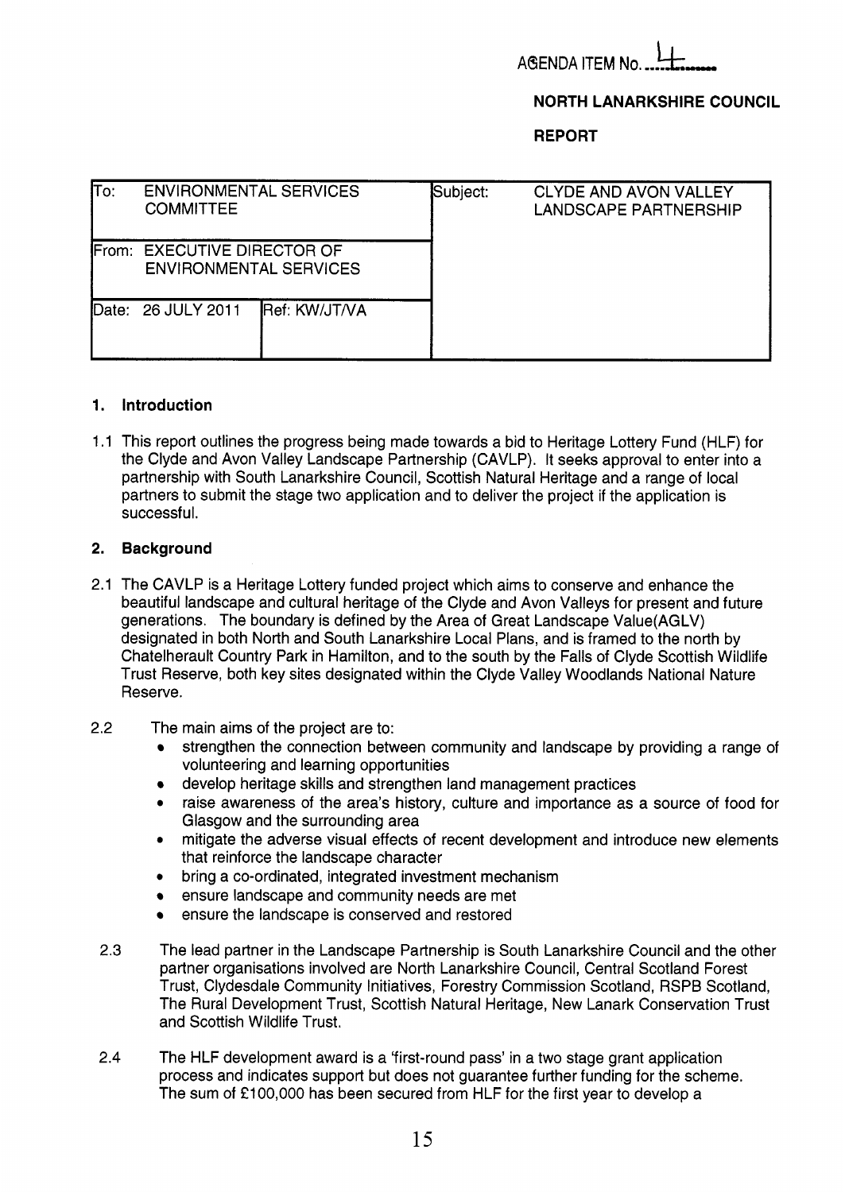AGENDA ITEM No. 4

**NORTH LANARKSHIRE COUNCIL**

**REPORT**

| To: ENVIRONMENTAL SERVICES COMMITTEE | | Subject: CLYDE AND AVON VALLEY LANDSCAPE PARTNERSHIP |
|---|---|---|
| From: EXECUTIVE DIRECTOR OF ENVIRONMENTAL SERVICES | | |
| Date: 26 JULY 2011 | Ref: KW/JT/VA | |

## 1. Introduction

1.1 This report outlines the progress being made towards a bid to Heritage Lottery Fund (HLF) for the Clyde and Avon Valley Landscape Partnership (CAVLP). It seeks approval to enter into a partnership with South Lanarkshire Council, Scottish Natural Heritage and a range of local partners to submit the stage two application and to deliver the project if the application is successful.

## 2. Background

2.1 The CAVLP is a Heritage Lottery funded project which aims to conserve and enhance the beautiful landscape and cultural heritage of the Clyde and Avon Valleys for present and future generations. The boundary is defined by the Area of Great Landscape Value(AGLV) designated in both North and South Lanarkshire Local Plans, and is framed to the north by Chatelherault Country Park in Hamilton, and to the south by the Falls of Clyde Scottish Wildlife Trust Reserve, both key sites designated within the Clyde Valley Woodlands National Nature Reserve.

2.2 The main aims of the project are to:

- strengthen the connection between community and landscape by providing a range of volunteering and learning opportunities
- develop heritage skills and strengthen land management practices
- raise awareness of the area's history, culture and importance as a source of food for Glasgow and the surrounding area
- mitigate the adverse visual effects of recent development and introduce new elements that reinforce the landscape character
- bring a co-ordinated, integrated investment mechanism
- ensure landscape and community needs are met
- ensure the landscape is conserved and restored

2.3 The lead partner in the Landscape Partnership is South Lanarkshire Council and the other partner organisations involved are North Lanarkshire Council, Central Scotland Forest Trust, Clydesdale Community Initiatives, Forestry Commission Scotland, RSPB Scotland, The Rural Development Trust, Scottish Natural Heritage, New Lanark Conservation Trust and Scottish Wildlife Trust.

2.4 The HLF development award is a 'first-round pass' in a two stage grant application process and indicates support but does not guarantee further funding for the scheme. The sum of £100,000 has been secured from HLF for the first year to develop a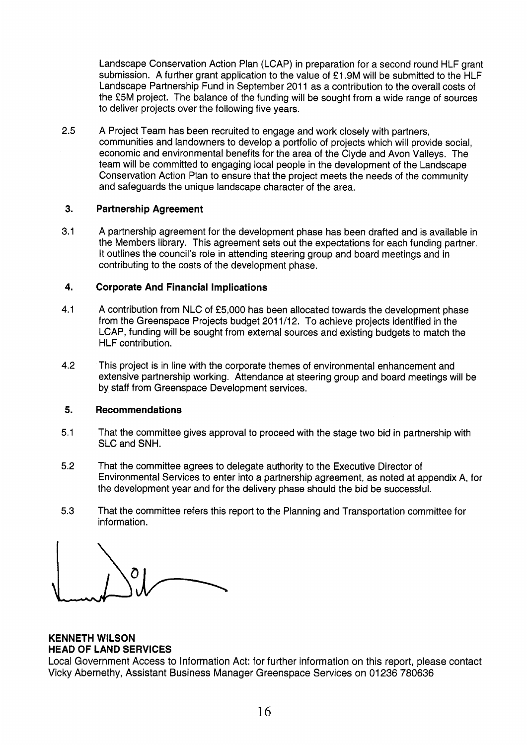Landscape Conservation Action Plan (LCAP) in preparation for a second round HLF grant submission. A further grant application to the value of £1.9M will be submitted to the HLF Landscape Partnership Fund in September 2011 as a contribution to the overall costs of the £5M project. The balance of the funding will be sought from a wide range of sources to deliver projects over the following five years.

2.5 A Project Team has been recruited to engage and work closely with partners, communities and landowners to develop a portfolio of projects which will provide social, economic and environmental benefits for the area of the Clyde and Avon Valleys. The team will be committed to engaging local people in the development of the Landscape Conservation Action Plan to ensure that the project meets the needs of the community and safeguards the unique landscape character of the area.

## 3. Partnership Agreement

3.1 A partnership agreement for the development phase has been drafted and is available in the Members library. This agreement sets out the expectations for each funding partner. It outlines the council's role in attending steering group and board meetings and in contributing to the costs of the development phase.

## 4. Corporate And Financial Implications

4.1 A contribution from NLC of £5,000 has been allocated towards the development phase from the Greenspace Projects budget 2011/12. To achieve projects identified in the LCAP, funding will be sought from external sources and existing budgets to match the HLF contribution.

4.2 This project is in line with the corporate themes of environmental enhancement and extensive partnership working. Attendance at steering group and board meetings will be by staff from Greenspace Development services.

## 5. Recommendations

5.1 That the committee gives approval to proceed with the stage two bid in partnership with SLC and SNH.

5.2 That the committee agrees to delegate authority to the Executive Director of Environmental Services to enter into a partnership agreement, as noted at appendix A, for the development year and for the delivery phase should the bid be successful.

5.3 That the committee refers this report to the Planning and Transportation committee for information.

**KENNETH WILSON**
**HEAD OF LAND SERVICES**

Local Government Access to Information Act: for further information on this report, please contact Vicky Abernethy, Assistant Business Manager Greenspace Services on 01236 780636